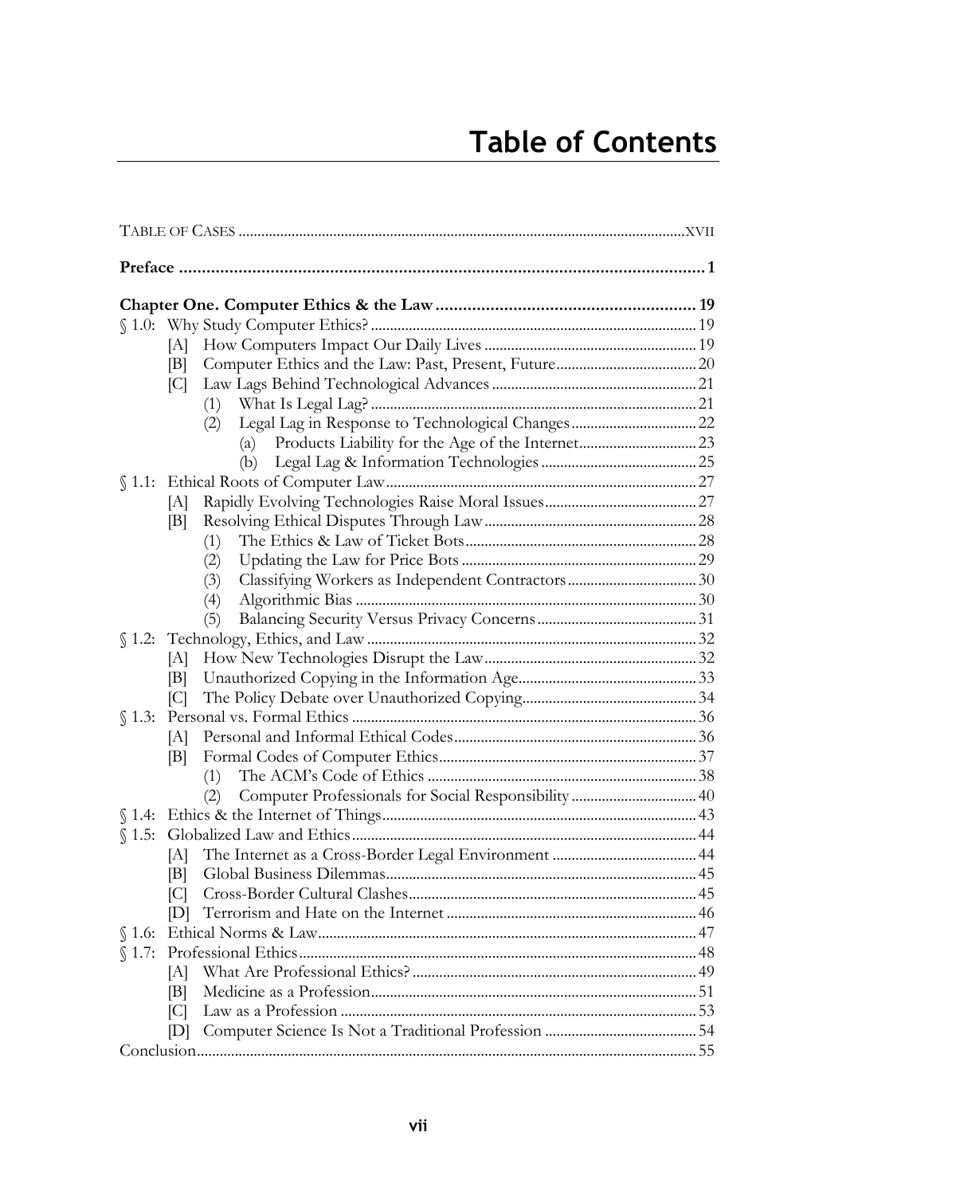# Table of Contents

TABLE OF CASES ..... XVII

**Preface ..... 1**

**Chapter One. Computer Ethics & the Law ..... 19**

§ 1.0: Why Study Computer Ethics? ..... 19
- [A] How Computers Impact Our Daily Lives ..... 19
- [B] Computer Ethics and the Law: Past, Present, Future ..... 20
- [C] Law Lags Behind Technological Advances ..... 21
  - (1) What Is Legal Lag? ..... 21
  - (2) Legal Lag in Response to Technological Changes ..... 22
    - (a) Products Liability for the Age of the Internet ..... 23
    - (b) Legal Lag & Information Technologies ..... 25

§ 1.1: Ethical Roots of Computer Law ..... 27
- [A] Rapidly Evolving Technologies Raise Moral Issues ..... 27
- [B] Resolving Ethical Disputes Through Law ..... 28
  - (1) The Ethics & Law of Ticket Bots ..... 28
  - (2) Updating the Law for Price Bots ..... 29
  - (3) Classifying Workers as Independent Contractors ..... 30
  - (4) Algorithmic Bias ..... 30
  - (5) Balancing Security Versus Privacy Concerns ..... 31

§ 1.2: Technology, Ethics, and Law ..... 32
- [A] How New Technologies Disrupt the Law ..... 32
- [B] Unauthorized Copying in the Information Age ..... 33
- [C] The Policy Debate over Unauthorized Copying ..... 34

§ 1.3: Personal vs. Formal Ethics ..... 36
- [A] Personal and Informal Ethical Codes ..... 36
- [B] Formal Codes of Computer Ethics ..... 37
  - (1) The ACM's Code of Ethics ..... 38
  - (2) Computer Professionals for Social Responsibility ..... 40

§ 1.4: Ethics & the Internet of Things ..... 43

§ 1.5: Globalized Law and Ethics ..... 44
- [A] The Internet as a Cross-Border Legal Environment ..... 44
- [B] Global Business Dilemmas ..... 45
- [C] Cross-Border Cultural Clashes ..... 45
- [D] Terrorism and Hate on the Internet ..... 46

§ 1.6: Ethical Norms & Law ..... 47

§ 1.7: Professional Ethics ..... 48
- [A] What Are Professional Ethics? ..... 49
- [B] Medicine as a Profession ..... 51
- [C] Law as a Profession ..... 53
- [D] Computer Science Is Not a Traditional Profession ..... 54

Conclusion ..... 55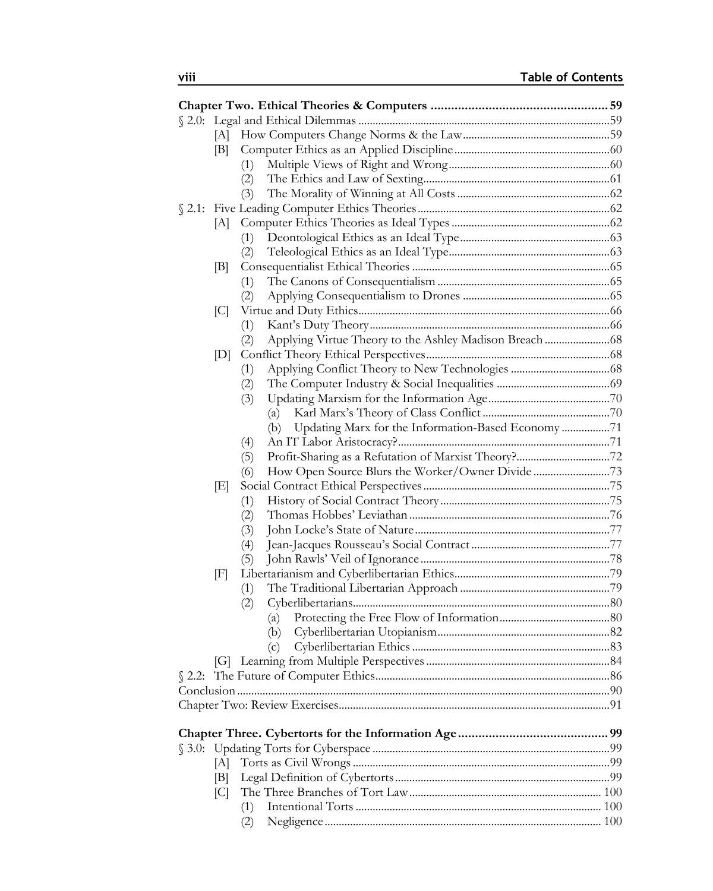**Chapter Two. Ethical Theories & Computers ..................................................... 59**

§ 2.0: Legal and Ethical Dilemmas ........................................................................59

- [A] How Computers Change Norms & the Law....................................................59
- [B] Computer Ethics as an Applied Discipline .......................................................60
  - (1) Multiple Views of Right and Wrong.........................................................60
  - (2) The Ethics and Law of Sexting..................................................................61
  - (3) The Morality of Winning at All Costs ......................................................62

§ 2.1: Five Leading Computer Ethics Theories ....................................................62

- [A] Computer Ethics Theories as Ideal Types ........................................................62
  - (1) Deontological Ethics as an Ideal Type.....................................................63
  - (2) Teleological Ethics as an Ideal Type.........................................................63
- [B] Consequentialist Ethical Theories ......................................................................65
  - (1) The Canons of Consequentialism .............................................................65
  - (2) Applying Consequentialism to Drones ....................................................65
- [C] Virtue and Duty Ethics.........................................................................................66
  - (1) Kant's Duty Theory.....................................................................................66
  - (2) Applying Virtue Theory to the Ashley Madison Breach .......................68
- [D] Conflict Theory Ethical Perspectives..................................................................68
  - (1) Applying Conflict Theory to New Technologies ...................................68
  - (2) The Computer Industry & Social Inequalities ........................................69
  - (3) Updating Marxism for the Information Age............................................70
    - (a) Karl Marx's Theory of Class Conflict .............................................70
    - (b) Updating Marx for the Information-Based Economy .................71
  - (4) An IT Labor Aristocracy?...........................................................................71
  - (5) Profit-Sharing as a Refutation of Marxist Theory?.................................72
  - (6) How Open Source Blurs the Worker/Owner Divide ...........................73
- [E] Social Contract Ethical Perspectives ..................................................................75
  - (1) History of Social Contract Theory............................................................75
  - (2) Thomas Hobbes' Leviathan .......................................................................76
  - (3) John Locke's State of Nature .....................................................................77
  - (4) Jean-Jacques Rousseau's Social Contract .................................................77
  - (5) John Rawls' Veil of Ignorance ...................................................................78
- [F] Libertarianism and Cyberlibertarian Ethics.......................................................79
  - (1) The Traditional Libertarian Approach .....................................................79
  - (2) Cyberlibertarians...........................................................................................80
    - (a) Protecting the Free Flow of Information.......................................80
    - (b) Cyberlibertarian Utopianism.............................................................82
    - (c) Cyberlibertarian Ethics ......................................................................83
- [G] Learning from Multiple Perspectives .................................................................84

§ 2.2: The Future of Computer Ethics...................................................................86

Conclusion ...................................................................................................................90

Chapter Two: Review Exercises...............................................................................91

**Chapter Three. Cybertorts for the Information Age ........................................... 99**

§ 3.0: Updating Torts for Cyberspace ....................................................................99

- [A] Torts as Civil Wrongs ...........................................................................................99
- [B] Legal Definition of Cybertorts ............................................................................99
- [C] The Three Branches of Tort Law.................................................................... 100
  - (1) Intentional Torts ...................................................................................... 100
  - (2) Negligence ................................................................................................. 100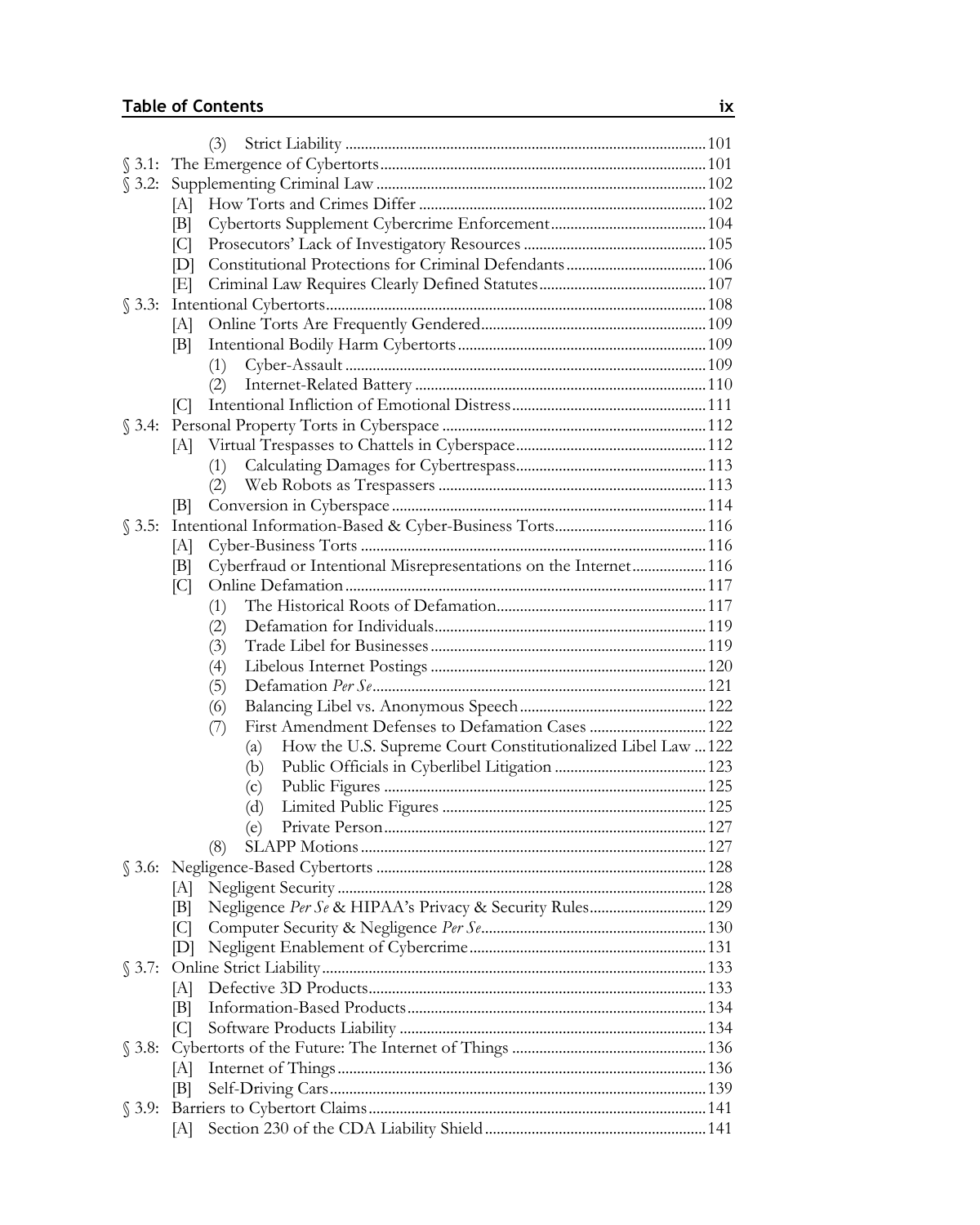(3) Strict Liability ........ 101

§ 3.1: The Emergence of Cybertorts ........ 101

§ 3.2: Supplementing Criminal Law ........ 102

- [A] How Torts and Crimes Differ ........ 102
- [B] Cybertorts Supplement Cybercrime Enforcement ........ 104
- [C] Prosecutors' Lack of Investigatory Resources ........ 105
- [D] Constitutional Protections for Criminal Defendants ........ 106
- [E] Criminal Law Requires Clearly Defined Statutes ........ 107

§ 3.3: Intentional Cybertorts ........ 108

- [A] Online Torts Are Frequently Gendered ........ 109
- [B] Intentional Bodily Harm Cybertorts ........ 109
  - (1) Cyber-Assault ........ 109
  - (2) Internet-Related Battery ........ 110
- [C] Intentional Infliction of Emotional Distress ........ 111

§ 3.4: Personal Property Torts in Cyberspace ........ 112

- [A] Virtual Trespasses to Chattels in Cyberspace ........ 112
  - (1) Calculating Damages for Cybertrespass ........ 113
  - (2) Web Robots as Trespassers ........ 113
- [B] Conversion in Cyberspace ........ 114

§ 3.5: Intentional Information-Based & Cyber-Business Torts ........ 116

- [A] Cyber-Business Torts ........ 116
- [B] Cyberfraud or Intentional Misrepresentations on the Internet ........ 116
- [C] Online Defamation ........ 117
  - (1) The Historical Roots of Defamation ........ 117
  - (2) Defamation for Individuals ........ 119
  - (3) Trade Libel for Businesses ........ 119
  - (4) Libelous Internet Postings ........ 120
  - (5) Defamation *Per Se* ........ 121
  - (6) Balancing Libel vs. Anonymous Speech ........ 122
  - (7) First Amendment Defenses to Defamation Cases ........ 122
    - (a) How the U.S. Supreme Court Constitutionalized Libel Law ........ 122
    - (b) Public Officials in Cyberlibel Litigation ........ 123
    - (c) Public Figures ........ 125
    - (d) Limited Public Figures ........ 125
    - (e) Private Person ........ 127
  - (8) SLAPP Motions ........ 127

§ 3.6: Negligence-Based Cybertorts ........ 128

- [A] Negligent Security ........ 128
- [B] Negligence *Per Se* & HIPAA's Privacy & Security Rules ........ 129
- [C] Computer Security & Negligence *Per Se* ........ 130
- [D] Negligent Enablement of Cybercrime ........ 131

§ 3.7: Online Strict Liability ........ 133

- [A] Defective 3D Products ........ 133
- [B] Information-Based Products ........ 134
- [C] Software Products Liability ........ 134

§ 3.8: Cybertorts of the Future: The Internet of Things ........ 136

- [A] Internet of Things ........ 136
- [B] Self-Driving Cars ........ 139

§ 3.9: Barriers to Cybertort Claims ........ 141

- [A] Section 230 of the CDA Liability Shield ........ 141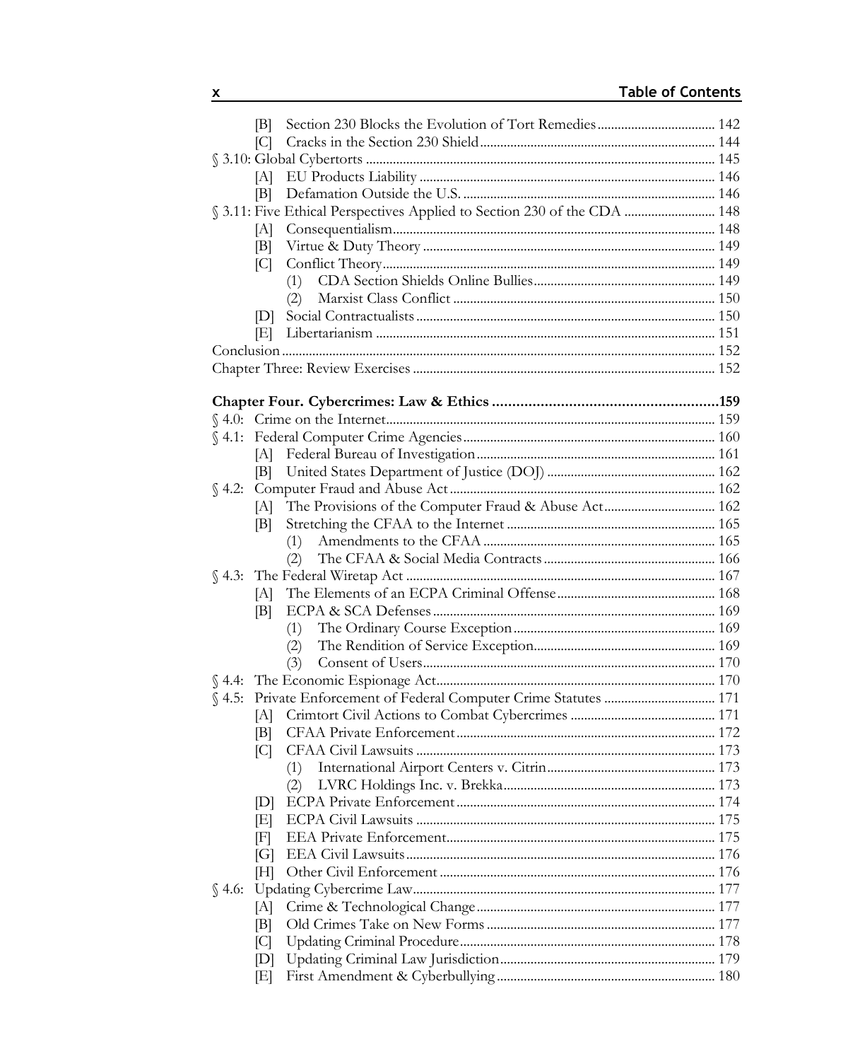[B] Section 230 Blocks the Evolution of Tort Remedies ... 142
[C] Cracks in the Section 230 Shield ... 144

§ 3.10: Global Cybertorts ... 145
[A] EU Products Liability ... 146
[B] Defamation Outside the U.S. ... 146

§ 3.11: Five Ethical Perspectives Applied to Section 230 of the CDA ... 148
[A] Consequentialism ... 148
[B] Virtue & Duty Theory ... 149
[C] Conflict Theory ... 149
(1) CDA Section Shields Online Bullies ... 149
(2) Marxist Class Conflict ... 150
[D] Social Contractualists ... 150
[E] Libertarianism ... 151

Conclusion ... 152

Chapter Three: Review Exercises ... 152

**Chapter Four. Cybercrimes: Law & Ethics ... 159**

§ 4.0: Crime on the Internet ... 159

§ 4.1: Federal Computer Crime Agencies ... 160
[A] Federal Bureau of Investigation ... 161
[B] United States Department of Justice (DOJ) ... 162

§ 4.2: Computer Fraud and Abuse Act ... 162
[A] The Provisions of the Computer Fraud & Abuse Act ... 162
[B] Stretching the CFAA to the Internet ... 165
(1) Amendments to the CFAA ... 165
(2) The CFAA & Social Media Contracts ... 166

§ 4.3: The Federal Wiretap Act ... 167
[A] The Elements of an ECPA Criminal Offense ... 168
[B] ECPA & SCA Defenses ... 169
(1) The Ordinary Course Exception ... 169
(2) The Rendition of Service Exception ... 169
(3) Consent of Users ... 170

§ 4.4: The Economic Espionage Act ... 170

§ 4.5: Private Enforcement of Federal Computer Crime Statutes ... 171
[A] Crimtort Civil Actions to Combat Cybercrimes ... 171
[B] CFAA Private Enforcement ... 172
[C] CFAA Civil Lawsuits ... 173
(1) International Airport Centers v. Citrin ... 173
(2) LVRC Holdings Inc. v. Brekka ... 173
[D] ECPA Private Enforcement ... 174
[E] ECPA Civil Lawsuits ... 175
[F] EEA Private Enforcement ... 175
[G] EEA Civil Lawsuits ... 176
[H] Other Civil Enforcement ... 176

§ 4.6: Updating Cybercrime Law ... 177
[A] Crime & Technological Change ... 177
[B] Old Crimes Take on New Forms ... 177
[C] Updating Criminal Procedure ... 178
[D] Updating Criminal Law Jurisdiction ... 179
[E] First Amendment & Cyberbullying ... 180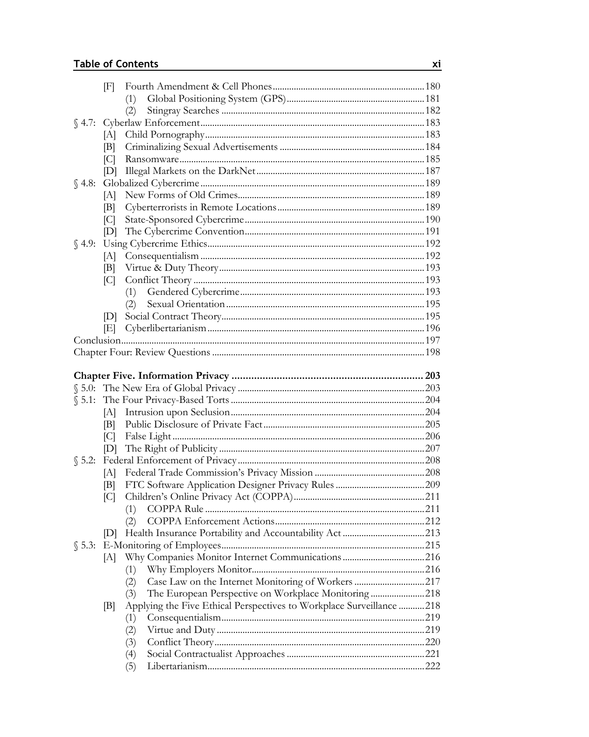[F] Fourth Amendment & Cell Phones ..... 180
(1) Global Positioning System (GPS) ..... 181
(2) Stingray Searches ..... 182

§ 4.7: Cyberlaw Enforcement ..... 183
[A] Child Pornography ..... 183
[B] Criminalizing Sexual Advertisements ..... 184
[C] Ransomware ..... 185
[D] Illegal Markets on the DarkNet ..... 187

§ 4.8: Globalized Cybercrime ..... 189
[A] New Forms of Old Crimes ..... 189
[B] Cyberterrorists in Remote Locations ..... 189
[C] State-Sponsored Cybercrime ..... 190
[D] The Cybercrime Convention ..... 191

§ 4.9: Using Cybercrime Ethics ..... 192
[A] Consequentialism ..... 192
[B] Virtue & Duty Theory ..... 193
[C] Conflict Theory ..... 193
(1) Gendered Cybercrime ..... 193
(2) Sexual Orientation ..... 195
[D] Social Contract Theory ..... 195
[E] Cyberlibertarianism ..... 196

Conclusion ..... 197

Chapter Four: Review Questions ..... 198

**Chapter Five. Information Privacy ..... 203**

§ 5.0: The New Era of Global Privacy ..... 203

§ 5.1: The Four Privacy-Based Torts ..... 204
[A] Intrusion upon Seclusion ..... 204
[B] Public Disclosure of Private Fact ..... 205
[C] False Light ..... 206
[D] The Right of Publicity ..... 207

§ 5.2: Federal Enforcement of Privacy ..... 208
[A] Federal Trade Commission's Privacy Mission ..... 208
[B] FTC Software Application Designer Privacy Rules ..... 209
[C] Children's Online Privacy Act (COPPA) ..... 211
(1) COPPA Rule ..... 211
(2) COPPA Enforcement Actions ..... 212
[D] Health Insurance Portability and Accountability Act ..... 213

§ 5.3: E-Monitoring of Employees ..... 215
[A] Why Companies Monitor Internet Communications ..... 216
(1) Why Employers Monitor ..... 216
(2) Case Law on the Internet Monitoring of Workers ..... 217
(3) The European Perspective on Workplace Monitoring ..... 218
[B] Applying the Five Ethical Perspectives to Workplace Surveillance ..... 218
(1) Consequentialism ..... 219
(2) Virtue and Duty ..... 219
(3) Conflict Theory ..... 220
(4) Social Contractualist Approaches ..... 221
(5) Libertarianism ..... 222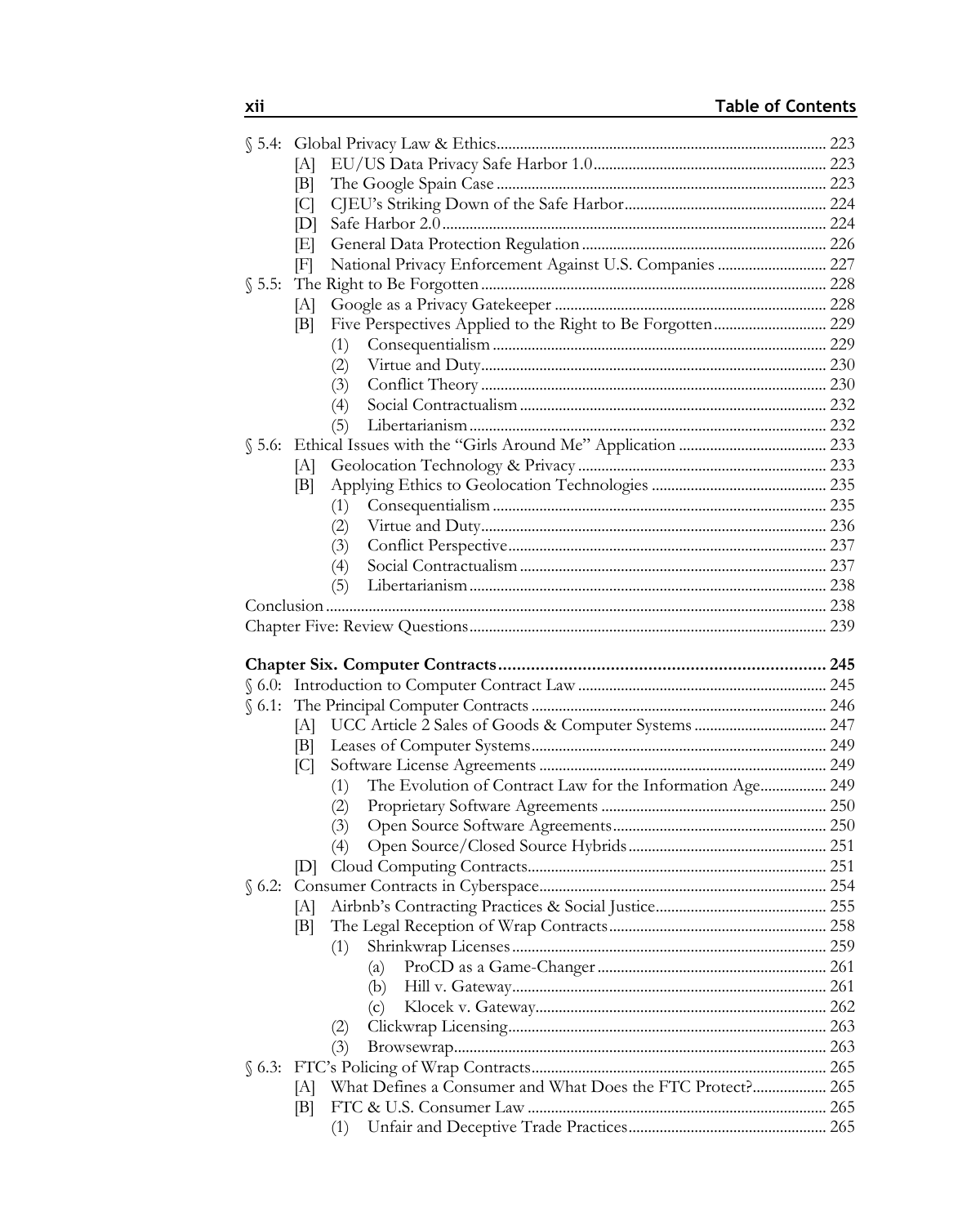§ 5.4: Global Privacy Law & Ethics ........ 223
- [A] EU/US Data Privacy Safe Harbor 1.0 ........ 223
- [B] The Google Spain Case ........ 223
- [C] CJEU's Striking Down of the Safe Harbor ........ 224
- [D] Safe Harbor 2.0 ........ 224
- [E] General Data Protection Regulation ........ 226
- [F] National Privacy Enforcement Against U.S. Companies ........ 227

§ 5.5: The Right to Be Forgotten ........ 228
- [A] Google as a Privacy Gatekeeper ........ 228
- [B] Five Perspectives Applied to the Right to Be Forgotten ........ 229
  - (1) Consequentialism ........ 229
  - (2) Virtue and Duty ........ 230
  - (3) Conflict Theory ........ 230
  - (4) Social Contractualism ........ 232
  - (5) Libertarianism ........ 232

§ 5.6: Ethical Issues with the "Girls Around Me" Application ........ 233
- [A] Geolocation Technology & Privacy ........ 233
- [B] Applying Ethics to Geolocation Technologies ........ 235
  - (1) Consequentialism ........ 235
  - (2) Virtue and Duty ........ 236
  - (3) Conflict Perspective ........ 237
  - (4) Social Contractualism ........ 237
  - (5) Libertarianism ........ 238

Conclusion ........ 238

Chapter Five: Review Questions ........ 239

**Chapter Six. Computer Contracts ........ 245**

§ 6.0: Introduction to Computer Contract Law ........ 245

§ 6.1: The Principal Computer Contracts ........ 246
- [A] UCC Article 2 Sales of Goods & Computer Systems ........ 247
- [B] Leases of Computer Systems ........ 249
- [C] Software License Agreements ........ 249
  - (1) The Evolution of Contract Law for the Information Age ........ 249
  - (2) Proprietary Software Agreements ........ 250
  - (3) Open Source Software Agreements ........ 250
  - (4) Open Source/Closed Source Hybrids ........ 251
- [D] Cloud Computing Contracts ........ 251

§ 6.2: Consumer Contracts in Cyberspace ........ 254
- [A] Airbnb's Contracting Practices & Social Justice ........ 255
- [B] The Legal Reception of Wrap Contracts ........ 258
  - (1) Shrinkwrap Licenses ........ 259
    - (a) ProCD as a Game-Changer ........ 261
    - (b) Hill v. Gateway ........ 261
    - (c) Klocek v. Gateway ........ 262
  - (2) Clickwrap Licensing ........ 263
  - (3) Browsewrap ........ 263

§ 6.3: FTC's Policing of Wrap Contracts ........ 265
- [A] What Defines a Consumer and What Does the FTC Protect? ........ 265
- [B] FTC & U.S. Consumer Law ........ 265
  - (1) Unfair and Deceptive Trade Practices ........ 265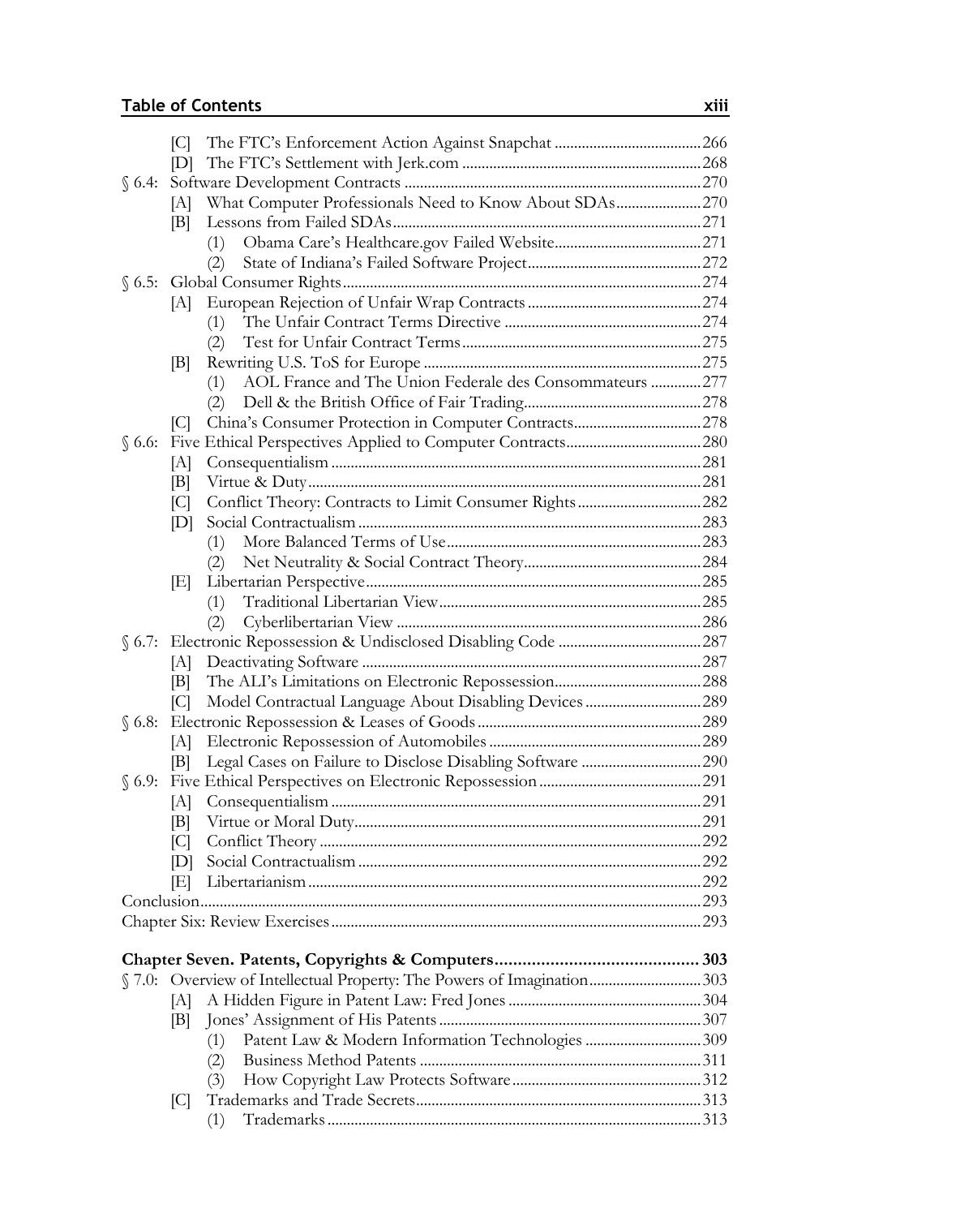[C] The FTC's Enforcement Action Against Snapchat ....................................266
[D] The FTC's Settlement with Jerk.com ..........................................................268

§ 6.4: Software Development Contracts ..........................................................................270
[A] What Computer Professionals Need to Know About SDAs.....................270
[B] Lessons from Failed SDAs..............................................................................271
(1) Obama Care's Healthcare.gov Failed Website.....................................271
(2) State of Indiana's Failed Software Project............................................272

§ 6.5: Global Consumer Rights..........................................................................................274
[A] European Rejection of Unfair Wrap Contracts ............................................274
(1) The Unfair Contract Terms Directive ..................................................274
(2) Test for Unfair Contract Terms.............................................................275
[B] Rewriting U.S. ToS for Europe .......................................................................275
(1) AOL France and The Union Federale des Consommateurs .............277
(2) Dell & the British Office of Fair Trading.............................................278
[C] China's Consumer Protection in Computer Contracts.................................278

§ 6.6: Five Ethical Perspectives Applied to Computer Contracts...................................280
[A] Consequentialism ..............................................................................................281
[B] Virtue & Duty....................................................................................................281
[C] Conflict Theory: Contracts to Limit Consumer Rights................................282
[D] Social Contractualism .......................................................................................283
(1) More Balanced Terms of Use.................................................................283
(2) Net Neutrality & Social Contract Theory.............................................284
[E] Libertarian Perspective......................................................................................285
(1) Traditional Libertarian View...................................................................285
(2) Cyberlibertarian View .............................................................................286

§ 6.7: Electronic Repossession & Undisclosed Disabling Code .....................................287
[A] Deactivating Software .......................................................................................287
[B] The ALI's Limitations on Electronic Repossession......................................288
[C] Model Contractual Language About Disabling Devices .............................289

§ 6.8: Electronic Repossession & Leases of Goods .........................................................289
[A] Electronic Repossession of Automobiles .......................................................289
[B] Legal Cases on Failure to Disclose Disabling Software ...............................290

§ 6.9: Five Ethical Perspectives on Electronic Repossession ..........................................291
[A] Consequentialism ..............................................................................................291
[B] Virtue or Moral Duty.........................................................................................291
[C] Conflict Theory .................................................................................................292
[D] Social Contractualism .......................................................................................292
[E] Libertarianism ....................................................................................................292

Conclusion................................................................................................................................293

Chapter Six: Review Exercises..............................................................................................293

**Chapter Seven. Patents, Copyrights & Computers............................................ 303**

§ 7.0: Overview of Intellectual Property: The Powers of Imagination............................303
[A] A Hidden Figure in Patent Law: Fred Jones .................................................304
[B] Jones' Assignment of His Patents ...................................................................307
(1) Patent Law & Modern Information Technologies .............................309
(2) Business Method Patents ........................................................................311
(3) How Copyright Law Protects Software................................................312
[C] Trademarks and Trade Secrets.........................................................................313
(1) Trademarks ...............................................................................................313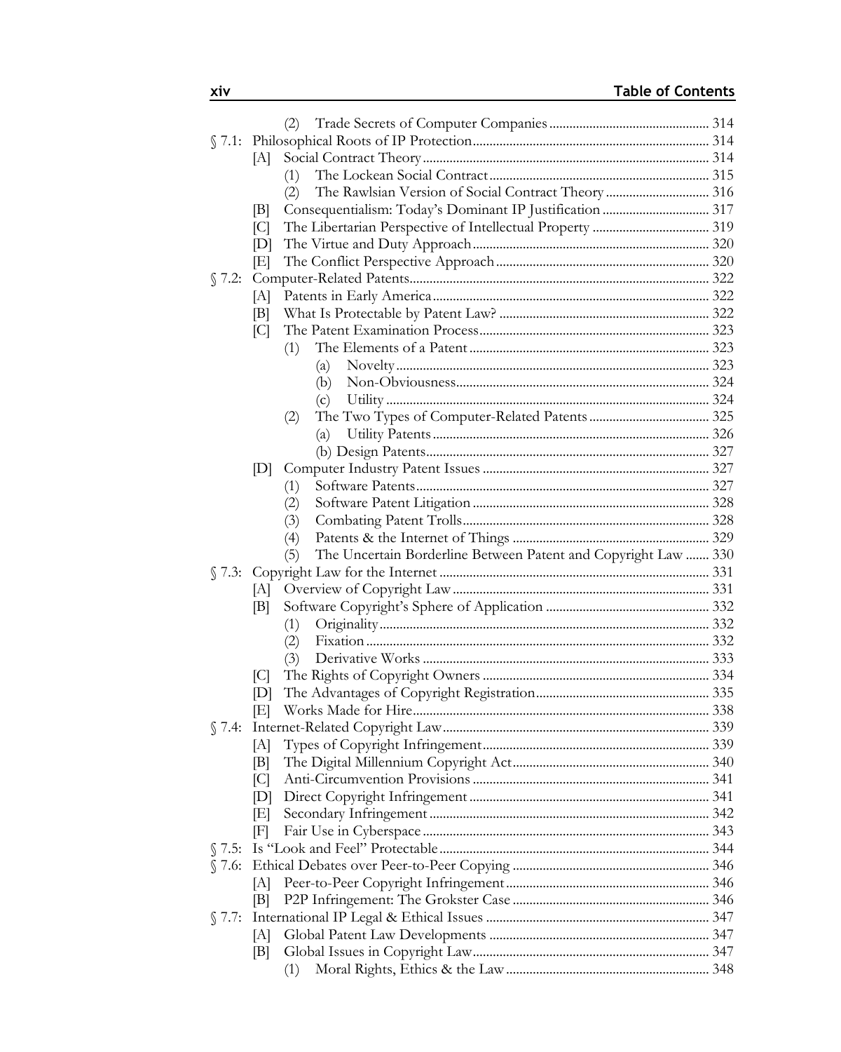(2) Trade Secrets of Computer Companies ... 314

§ 7.1: Philosophical Roots of IP Protection ... 314
- [A] Social Contract Theory ... 314
  - (1) The Lockean Social Contract ... 315
  - (2) The Rawlsian Version of Social Contract Theory ... 316
- [B] Consequentialism: Today's Dominant IP Justification ... 317
- [C] The Libertarian Perspective of Intellectual Property ... 319
- [D] The Virtue and Duty Approach ... 320
- [E] The Conflict Perspective Approach ... 320

§ 7.2: Computer-Related Patents ... 322
- [A] Patents in Early America ... 322
- [B] What Is Protectable by Patent Law? ... 322
- [C] The Patent Examination Process ... 323
  - (1) The Elements of a Patent ... 323
    - (a) Novelty ... 323
    - (b) Non-Obviousness ... 324
    - (c) Utility ... 324
  - (2) The Two Types of Computer-Related Patents ... 325
    - (a) Utility Patents ... 326
    - (b) Design Patents ... 327
- [D] Computer Industry Patent Issues ... 327
  - (1) Software Patents ... 327
  - (2) Software Patent Litigation ... 328
  - (3) Combating Patent Trolls ... 328
  - (4) Patents & the Internet of Things ... 329
  - (5) The Uncertain Borderline Between Patent and Copyright Law ... 330

§ 7.3: Copyright Law for the Internet ... 331
- [A] Overview of Copyright Law ... 331
- [B] Software Copyright's Sphere of Application ... 332
  - (1) Originality ... 332
  - (2) Fixation ... 332
  - (3) Derivative Works ... 333
- [C] The Rights of Copyright Owners ... 334
- [D] The Advantages of Copyright Registration ... 335
- [E] Works Made for Hire ... 338

§ 7.4: Internet-Related Copyright Law ... 339
- [A] Types of Copyright Infringement ... 339
- [B] The Digital Millennium Copyright Act ... 340
- [C] Anti-Circumvention Provisions ... 341
- [D] Direct Copyright Infringement ... 341
- [E] Secondary Infringement ... 342
- [F] Fair Use in Cyberspace ... 343

§ 7.5: Is "Look and Feel" Protectable ... 344

§ 7.6: Ethical Debates over Peer-to-Peer Copying ... 346
- [A] Peer-to-Peer Copyright Infringement ... 346
- [B] P2P Infringement: The Grokster Case ... 346

§ 7.7: International IP Legal & Ethical Issues ... 347
- [A] Global Patent Law Developments ... 347
- [B] Global Issues in Copyright Law ... 347
  - (1) Moral Rights, Ethics & the Law ... 348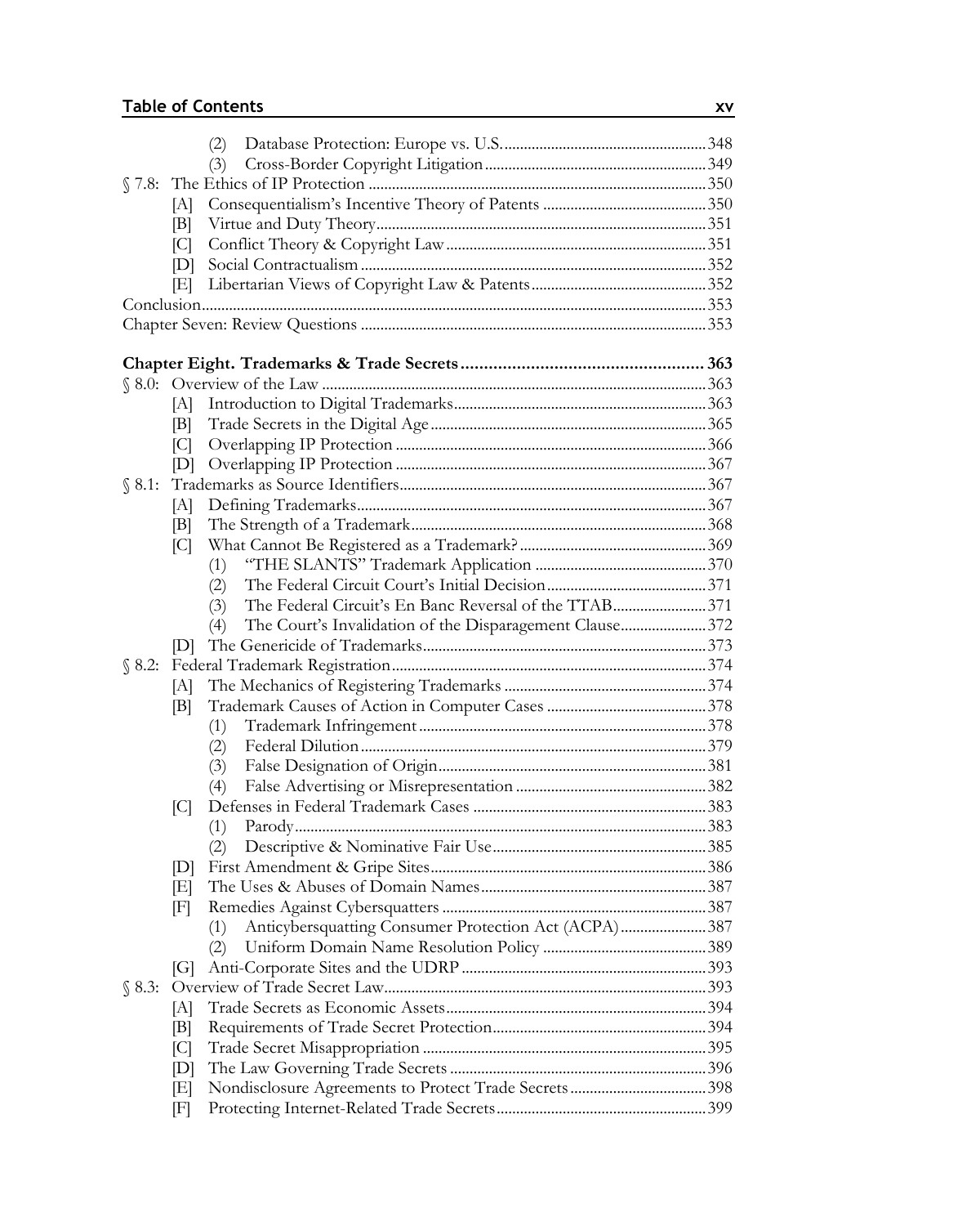(2) Database Protection: Europe vs. U.S. 348
(3) Cross-Border Copyright Litigation 349

§ 7.8: The Ethics of IP Protection 350
[A] Consequentialism's Incentive Theory of Patents 350
[B] Virtue and Duty Theory 351
[C] Conflict Theory & Copyright Law 351
[D] Social Contractualism 352
[E] Libertarian Views of Copyright Law & Patents 352

Conclusion 353

Chapter Seven: Review Questions 353

**Chapter Eight. Trademarks & Trade Secrets 363**

§ 8.0: Overview of the Law 363
[A] Introduction to Digital Trademarks 363
[B] Trade Secrets in the Digital Age 365
[C] Overlapping IP Protection 366
[D] Overlapping IP Protection 367

§ 8.1: Trademarks as Source Identifiers 367
[A] Defining Trademarks 367
[B] The Strength of a Trademark 368
[C] What Cannot Be Registered as a Trademark? 369
(1) "THE SLANTS" Trademark Application 370
(2) The Federal Circuit Court's Initial Decision 371
(3) The Federal Circuit's En Banc Reversal of the TTAB 371
(4) The Court's Invalidation of the Disparagement Clause 372
[D] The Genericide of Trademarks 373

§ 8.2: Federal Trademark Registration 374
[A] The Mechanics of Registering Trademarks 374
[B] Trademark Causes of Action in Computer Cases 378
(1) Trademark Infringement 378
(2) Federal Dilution 379
(3) False Designation of Origin 381
(4) False Advertising or Misrepresentation 382
[C] Defenses in Federal Trademark Cases 383
(1) Parody 383
(2) Descriptive & Nominative Fair Use 385
[D] First Amendment & Gripe Sites 386
[E] The Uses & Abuses of Domain Names 387
[F] Remedies Against Cybersquatters 387
(1) Anticybersquatting Consumer Protection Act (ACPA) 387
(2) Uniform Domain Name Resolution Policy 389
[G] Anti-Corporate Sites and the UDRP 393

§ 8.3: Overview of Trade Secret Law 393
[A] Trade Secrets as Economic Assets 394
[B] Requirements of Trade Secret Protection 394
[C] Trade Secret Misappropriation 395
[D] The Law Governing Trade Secrets 396
[E] Nondisclosure Agreements to Protect Trade Secrets 398
[F] Protecting Internet-Related Trade Secrets 399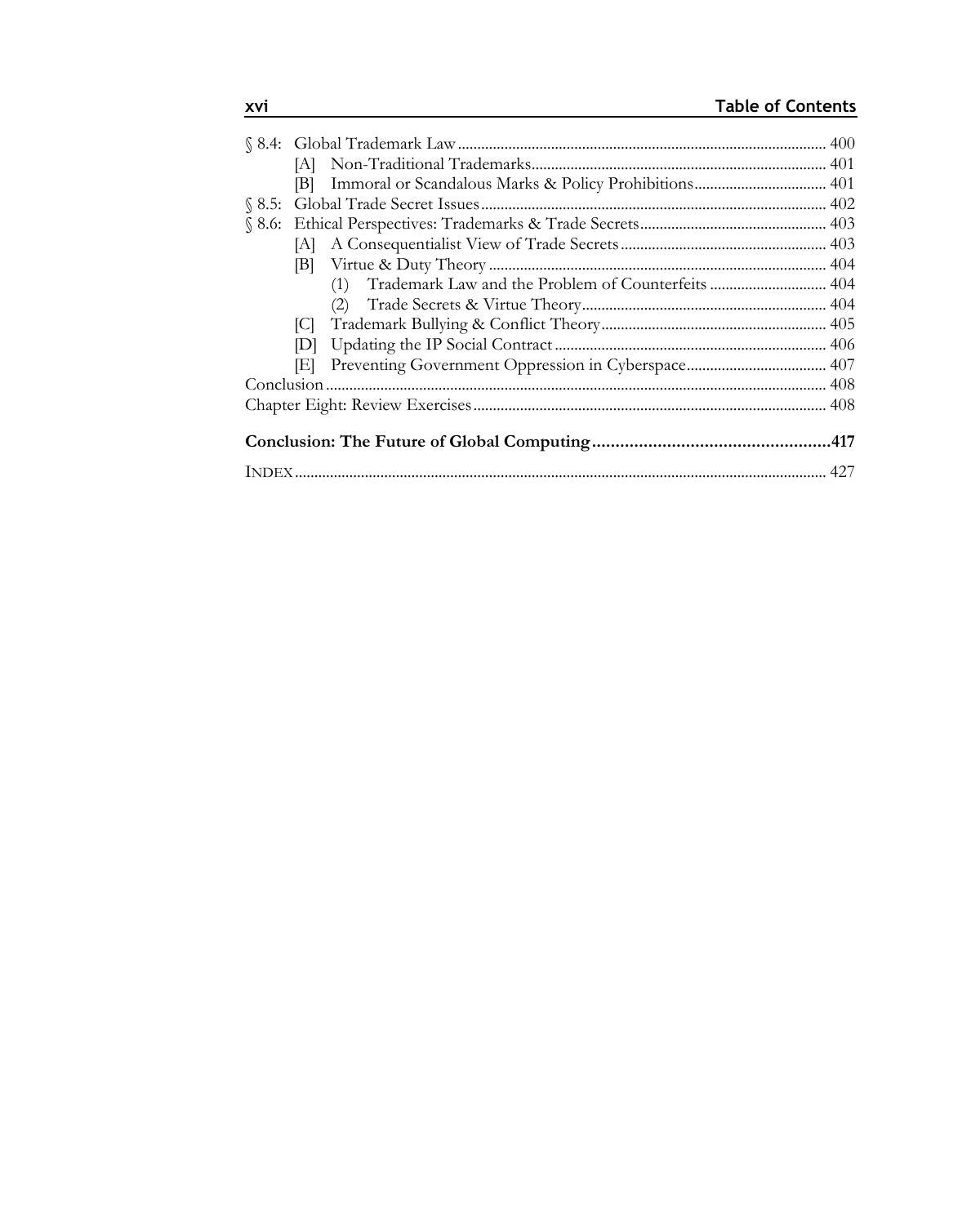§ 8.4: Global Trademark Law .......... 400
- [A] Non-Traditional Trademarks .......... 401
- [B] Immoral or Scandalous Marks & Policy Prohibitions .......... 401

§ 8.5: Global Trade Secret Issues .......... 402

§ 8.6: Ethical Perspectives: Trademarks & Trade Secrets .......... 403
- [A] A Consequentialist View of Trade Secrets .......... 403
- [B] Virtue & Duty Theory .......... 404
  - (1) Trademark Law and the Problem of Counterfeits .......... 404
  - (2) Trade Secrets & Virtue Theory .......... 404
- [C] Trademark Bullying & Conflict Theory .......... 405
- [D] Updating the IP Social Contract .......... 406
- [E] Preventing Government Oppression in Cyberspace .......... 407

Conclusion .......... 408

Chapter Eight: Review Exercises .......... 408

**Conclusion: The Future of Global Computing .......... 417**

INDEX .......... 427